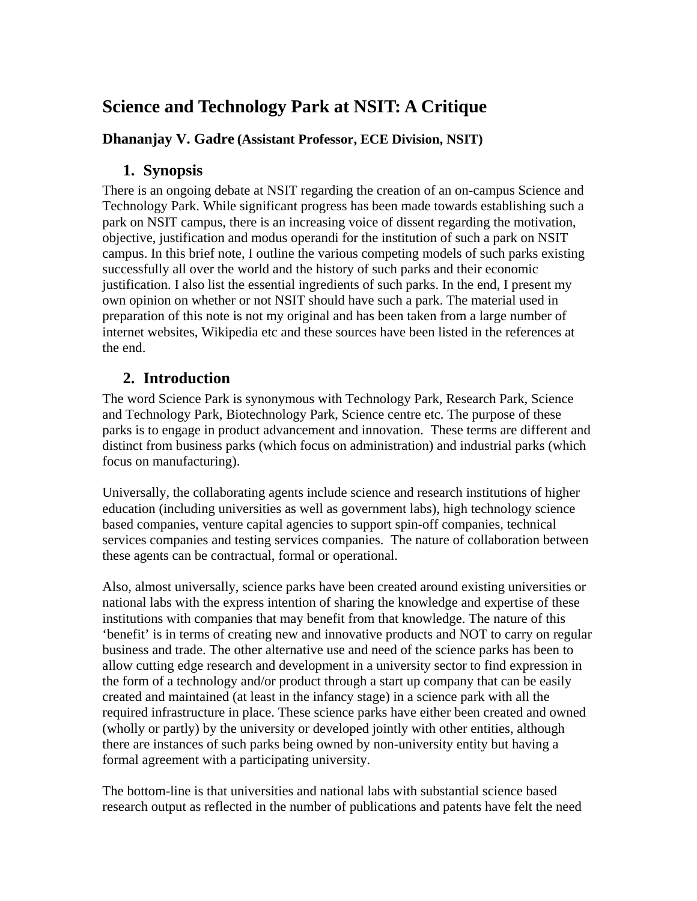# Science and Technology Park at NSIT: A Critique

**Dhananjay V. Gadre (Assistant Professor, ECE Division, NSIT)**

## 1. Synopsis

There is an ongoing debate at NSIT regarding the creation of an on-campus Science and Technology Park. While significant progress has been made towards establishing such a park on NSIT campus, there is an increasing voice of dissent regarding the motivation, objective, justification and modus operandi for the institution of such a park on NSIT campus. In this brief note, I outline the various competing models of such parks existing successfully all over the world and the history of such parks and their economic justification. I also list the essential ingredients of such parks. In the end, I present my own opinion on whether or not NSIT should have such a park. The material used in preparation of this note is not my original and has been taken from a large number of internet websites, Wikipedia etc and these sources have been listed in the references at the end.

## 2. Introduction

The word Science Park is synonymous with Technology Park, Research Park, Science and Technology Park, Biotechnology Park, Science centre etc. The purpose of these parks is to engage in product advancement and innovation. These terms are different and distinct from business parks (which focus on administration) and industrial parks (which focus on manufacturing).

Universally, the collaborating agents include science and research institutions of higher education (including universities as well as government labs), high technology science based companies, venture capital agencies to support spin-off companies, technical services companies and testing services companies. The nature of collaboration between these agents can be contractual, formal or operational.

Also, almost universally, science parks have been created around existing universities or national labs with the express intention of sharing the knowledge and expertise of these institutions with companies that may benefit from that knowledge. The nature of this 'benefit' is in terms of creating new and innovative products and NOT to carry on regular business and trade. The other alternative use and need of the science parks has been to allow cutting edge research and development in a university sector to find expression in the form of a technology and/or product through a start up company that can be easily created and maintained (at least in the infancy stage) in a science park with all the required infrastructure in place. These science parks have either been created and owned (wholly or partly) by the university or developed jointly with other entities, although there are instances of such parks being owned by non-university entity but having a formal agreement with a participating university.

The bottom-line is that universities and national labs with substantial science based research output as reflected in the number of publications and patents have felt the need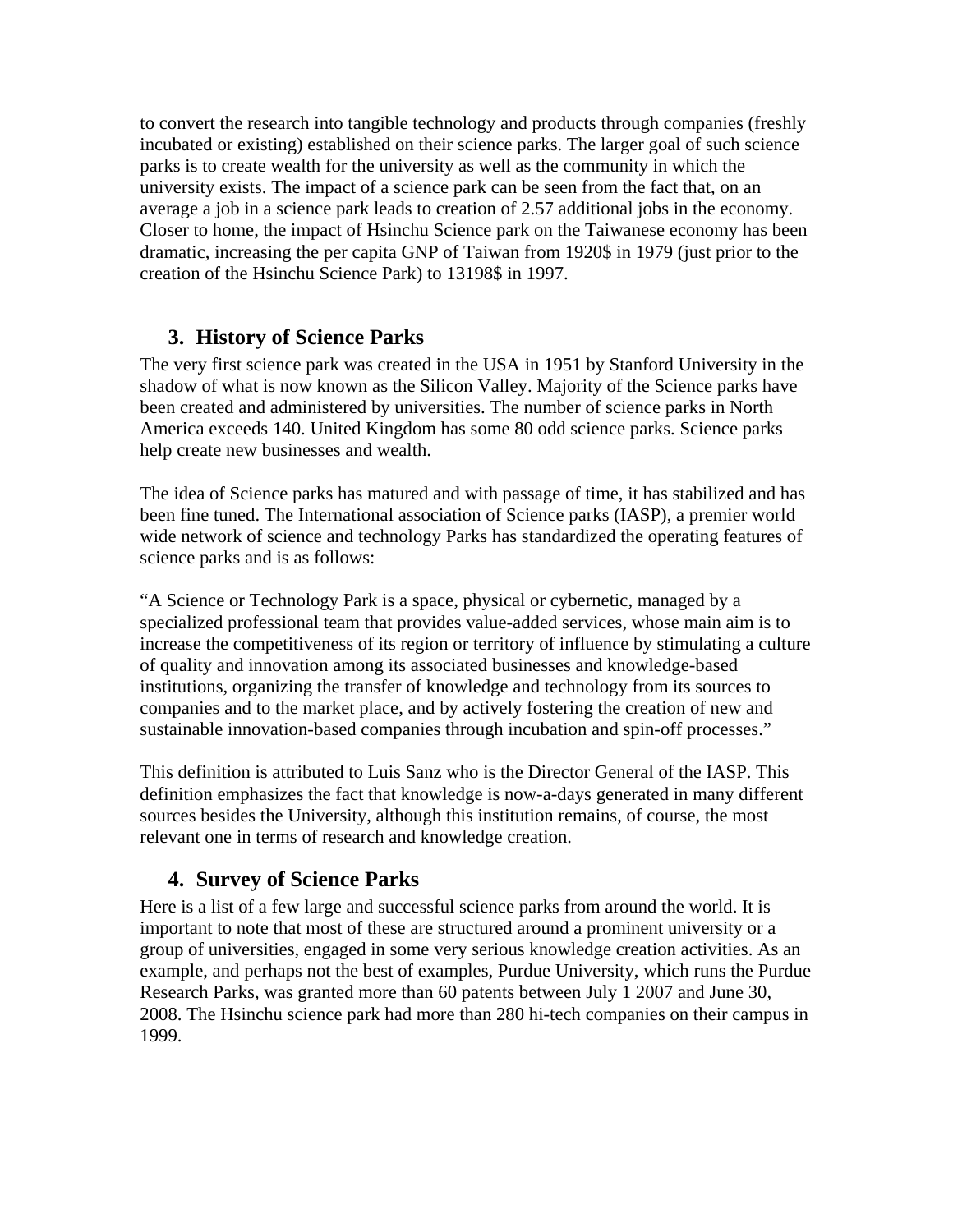to convert the research into tangible technology and products through companies (freshly incubated or existing) established on their science parks. The larger goal of such science parks is to create wealth for the university as well as the community in which the university exists. The impact of a science park can be seen from the fact that, on an average a job in a science park leads to creation of 2.57 additional jobs in the economy. Closer to home, the impact of Hsinchu Science park on the Taiwanese economy has been dramatic, increasing the per capita GNP of Taiwan from 1920$ in 1979 (just prior to the creation of the Hsinchu Science Park) to 13198$ in 1997.

## 3. History of Science Parks

The very first science park was created in the USA in 1951 by Stanford University in the shadow of what is now known as the Silicon Valley. Majority of the Science parks have been created and administered by universities. The number of science parks in North America exceeds 140. United Kingdom has some 80 odd science parks. Science parks help create new businesses and wealth.

The idea of Science parks has matured and with passage of time, it has stabilized and has been fine tuned. The International association of Science parks (IASP), a premier world wide network of science and technology Parks has standardized the operating features of science parks and is as follows:

"A Science or Technology Park is a space, physical or cybernetic, managed by a specialized professional team that provides value-added services, whose main aim is to increase the competitiveness of its region or territory of influence by stimulating a culture of quality and innovation among its associated businesses and knowledge-based institutions, organizing the transfer of knowledge and technology from its sources to companies and to the market place, and by actively fostering the creation of new and sustainable innovation-based companies through incubation and spin-off processes."

This definition is attributed to Luis Sanz who is the Director General of the IASP. This definition emphasizes the fact that knowledge is now-a-days generated in many different sources besides the University, although this institution remains, of course, the most relevant one in terms of research and knowledge creation.

## 4. Survey of Science Parks

Here is a list of a few large and successful science parks from around the world. It is important to note that most of these are structured around a prominent university or a group of universities, engaged in some very serious knowledge creation activities. As an example, and perhaps not the best of examples, Purdue University, which runs the Purdue Research Parks, was granted more than 60 patents between July 1 2007 and June 30, 2008. The Hsinchu science park had more than 280 hi-tech companies on their campus in 1999.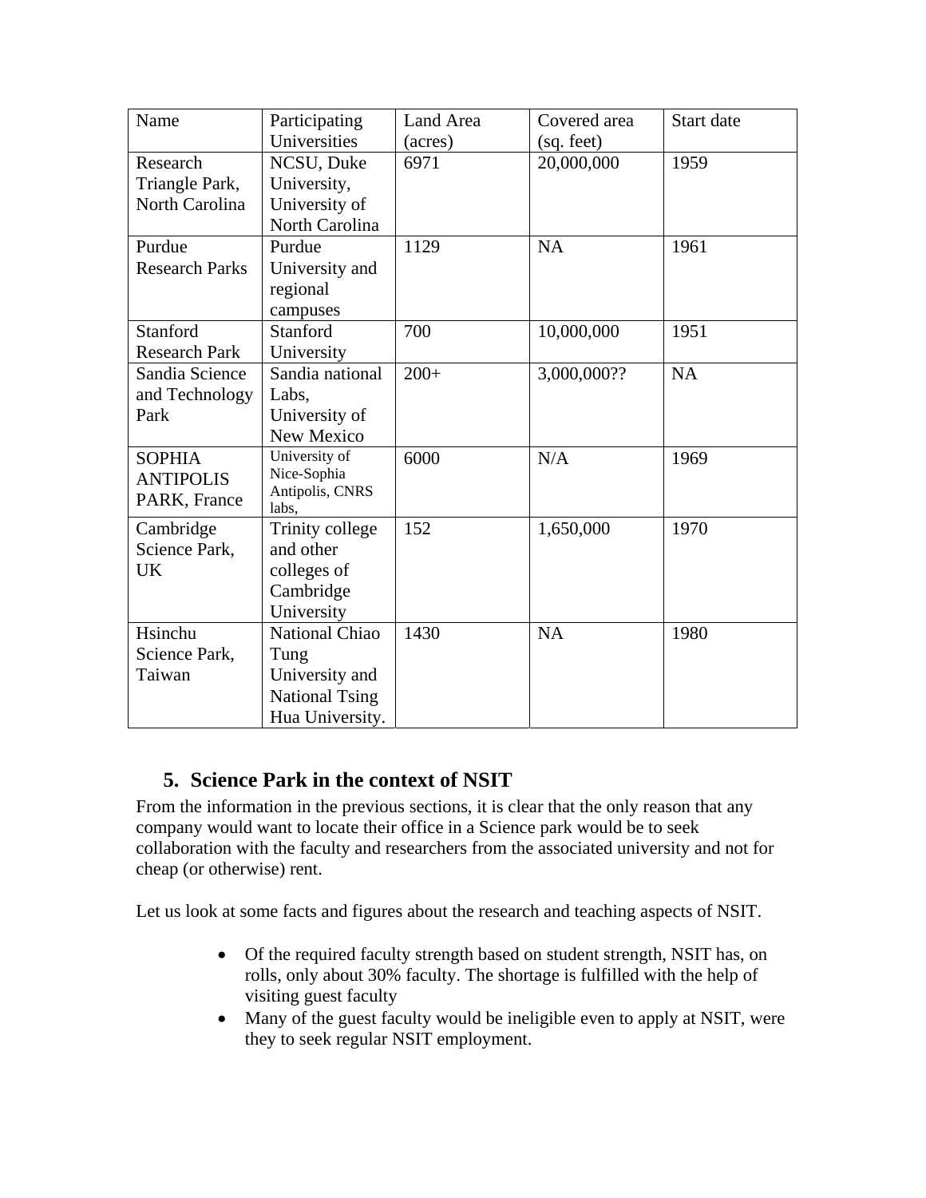| Name | Participating Universities | Land Area (acres) | Covered area (sq. feet) | Start date |
|---|---|---|---|---|
| Research Triangle Park, North Carolina | NCSU, Duke University, University of North Carolina | 6971 | 20,000,000 | 1959 |
| Purdue Research Parks | Purdue University and regional campuses | 1129 | NA | 1961 |
| Stanford Research Park | Stanford University | 700 | 10,000,000 | 1951 |
| Sandia Science and Technology Park | Sandia national Labs, University of New Mexico | 200+ | 3,000,000?? | NA |
| SOPHIA ANTIPOLIS PARK, France | University of Nice-Sophia Antipolis, CNRS labs, | 6000 | N/A | 1969 |
| Cambridge Science Park, UK | Trinity college and other colleges of Cambridge University | 152 | 1,650,000 | 1970 |
| Hsinchu Science Park, Taiwan | National Chiao Tung University and National Tsing Hua University. | 1430 | NA | 1980 |

## 5. Science Park in the context of NSIT

From the information in the previous sections, it is clear that the only reason that any company would want to locate their office in a Science park would be to seek collaboration with the faculty and researchers from the associated university and not for cheap (or otherwise) rent.

Let us look at some facts and figures about the research and teaching aspects of NSIT.

- Of the required faculty strength based on student strength, NSIT has, on rolls, only about 30% faculty. The shortage is fulfilled with the help of visiting guest faculty
- Many of the guest faculty would be ineligible even to apply at NSIT, were they to seek regular NSIT employment.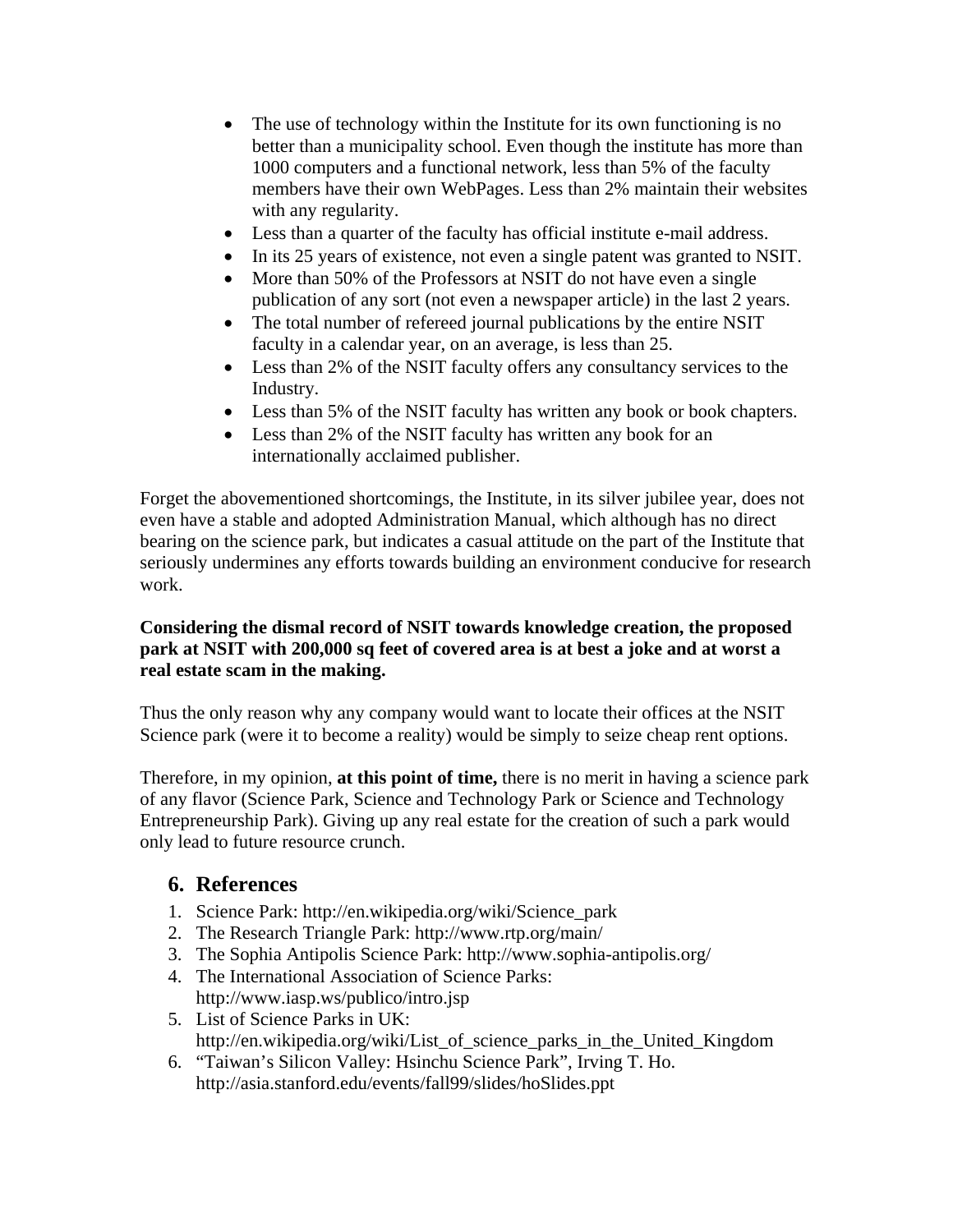- The use of technology within the Institute for its own functioning is no better than a municipality school. Even though the institute has more than 1000 computers and a functional network, less than 5% of the faculty members have their own WebPages. Less than 2% maintain their websites with any regularity.
- Less than a quarter of the faculty has official institute e-mail address.
- In its 25 years of existence, not even a single patent was granted to NSIT.
- More than 50% of the Professors at NSIT do not have even a single publication of any sort (not even a newspaper article) in the last 2 years.
- The total number of refereed journal publications by the entire NSIT faculty in a calendar year, on an average, is less than 25.
- Less than 2% of the NSIT faculty offers any consultancy services to the Industry.
- Less than 5% of the NSIT faculty has written any book or book chapters.
- Less than 2% of the NSIT faculty has written any book for an internationally acclaimed publisher.

Forget the abovementioned shortcomings, the Institute, in its silver jubilee year, does not even have a stable and adopted Administration Manual, which although has no direct bearing on the science park, but indicates a casual attitude on the part of the Institute that seriously undermines any efforts towards building an environment conducive for research work.

**Considering the dismal record of NSIT towards knowledge creation, the proposed park at NSIT with 200,000 sq feet of covered area is at best a joke and at worst a real estate scam in the making.**

Thus the only reason why any company would want to locate their offices at the NSIT Science park (were it to become a reality) would be simply to seize cheap rent options.

Therefore, in my opinion, **at this point of time,** there is no merit in having a science park of any flavor (Science Park, Science and Technology Park or Science and Technology Entrepreneurship Park). Giving up any real estate for the creation of such a park would only lead to future resource crunch.

## 6. References

1. Science Park: http://en.wikipedia.org/wiki/Science_park
2. The Research Triangle Park: http://www.rtp.org/main/
3. The Sophia Antipolis Science Park: http://www.sophia-antipolis.org/
4. The International Association of Science Parks: http://www.iasp.ws/publico/intro.jsp
5. List of Science Parks in UK: http://en.wikipedia.org/wiki/List_of_science_parks_in_the_United_Kingdom
6. "Taiwan's Silicon Valley: Hsinchu Science Park", Irving T. Ho. http://asia.stanford.edu/events/fall99/slides/hoSlides.ppt